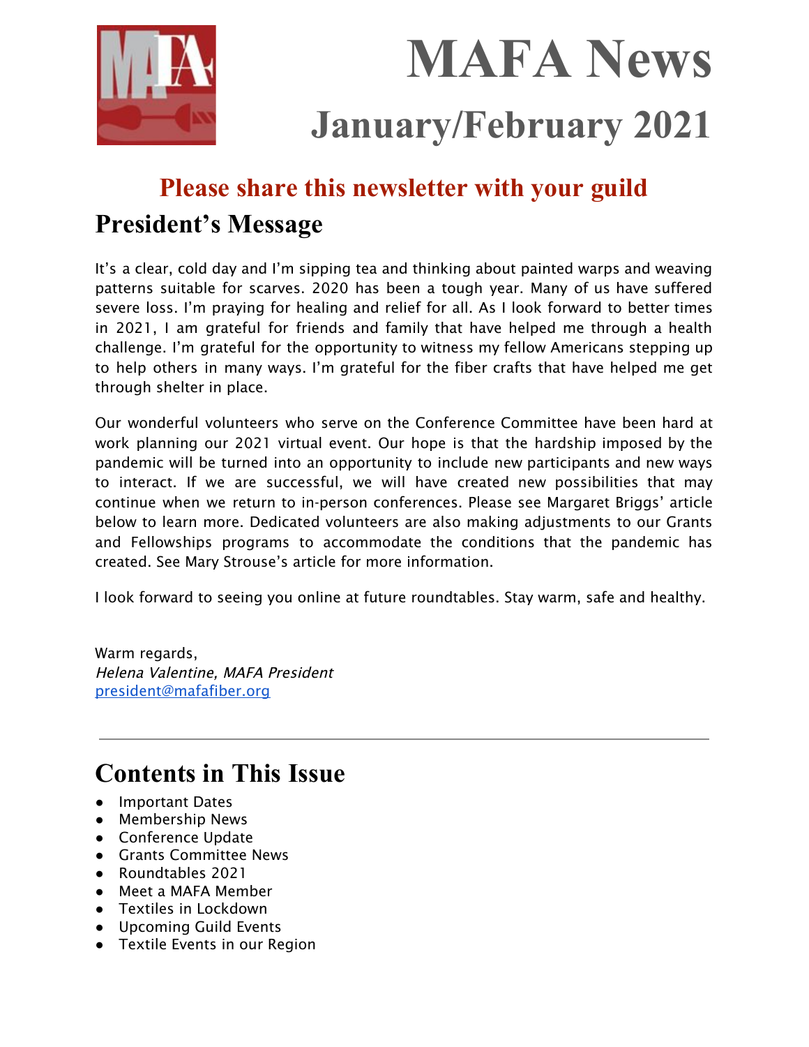# MAFA News

## January/February 2021

**Please share this newsletter with your guild**

## President's Message

It's a clear, cold day and I'm sipping tea and thinking about painted warps and weaving patterns suitable for scarves. 2020 has been a tough year. Many of us have suffered severe loss. I'm praying for healing and relief for all. As I look forward to better times in 2021, I am grateful for friends and family that have helped me through a health challenge. I'm grateful for the opportunity to witness my fellow Americans stepping up to help others in many ways. I'm grateful for the fiber crafts that have helped me get through shelter in place.

Our wonderful volunteers who serve on the Conference Committee have been hard at work planning our 2021 virtual event. Our hope is that the hardship imposed by the pandemic will be turned into an opportunity to include new participants and new ways to interact. If we are successful, we will have created new possibilities that may continue when we return to in-person conferences. Please see Margaret Briggs' article below to learn more. Dedicated volunteers are also making adjustments to our Grants and Fellowships programs to accommodate the conditions that the pandemic has created. See Mary Strouse's article for more information.

I look forward to seeing you online at future roundtables. Stay warm, safe and healthy.

Warm regards,
*Helena Valentine, MAFA President*
president@mafafiber.org

---

## Contents in This Issue

- Important Dates
- Membership News
- Conference Update
- Grants Committee News
- Roundtables 2021
- Meet a MAFA Member
- Textiles in Lockdown
- Upcoming Guild Events
- Textile Events in our Region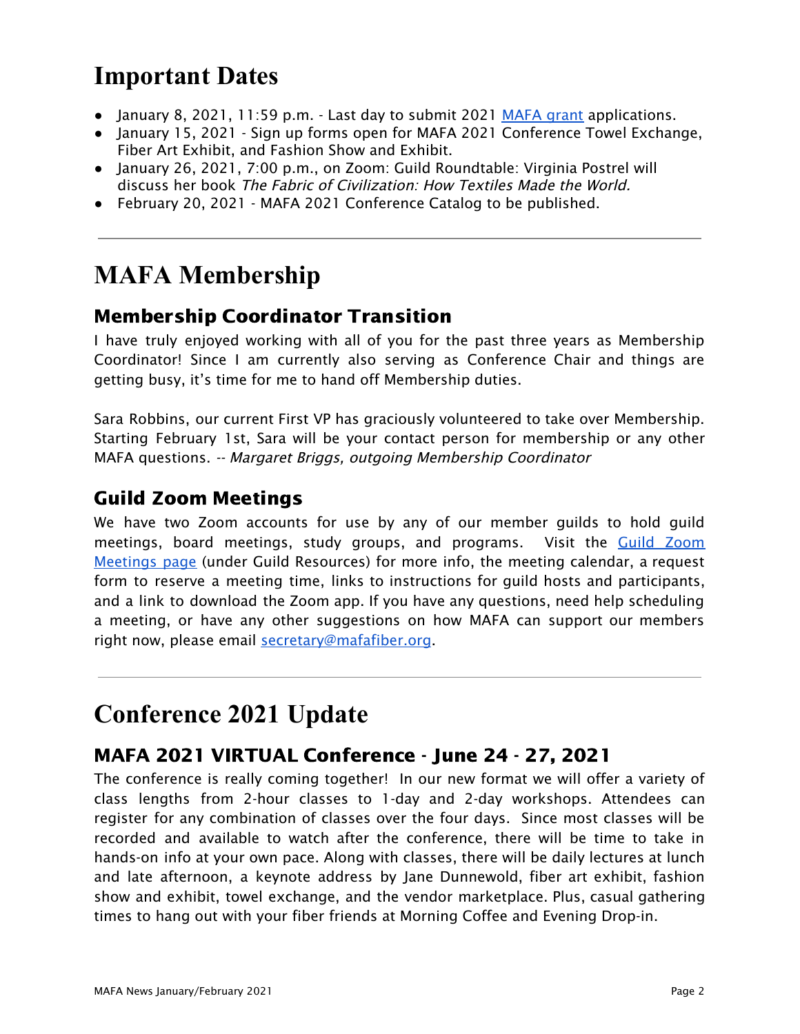# Important Dates

- January 8, 2021, 11:59 p.m. - Last day to submit 2021 MAFA grant applications.
- January 15, 2021 - Sign up forms open for MAFA 2021 Conference Towel Exchange, Fiber Art Exhibit, and Fashion Show and Exhibit.
- January 26, 2021, 7:00 p.m., on Zoom: Guild Roundtable: Virginia Postrel will discuss her book *The Fabric of Civilization: How Textiles Made the World.*
- February 20, 2021 - MAFA 2021 Conference Catalog to be published.

---

# MAFA Membership

## Membership Coordinator Transition

I have truly enjoyed working with all of you for the past three years as Membership Coordinator! Since I am currently also serving as Conference Chair and things are getting busy, it's time for me to hand off Membership duties.

Sara Robbins, our current First VP has graciously volunteered to take over Membership. Starting February 1st, Sara will be your contact person for membership or any other MAFA questions. -- *Margaret Briggs, outgoing Membership Coordinator*

## Guild Zoom Meetings

We have two Zoom accounts for use by any of our member guilds to hold guild meetings, board meetings, study groups, and programs. Visit the Guild Zoom Meetings page (under Guild Resources) for more info, the meeting calendar, a request form to reserve a meeting time, links to instructions for guild hosts and participants, and a link to download the Zoom app. If you have any questions, need help scheduling a meeting, or have any other suggestions on how MAFA can support our members right now, please email secretary@mafafiber.org.

---

# Conference 2021 Update

## MAFA 2021 VIRTUAL Conference - June 24 - 27, 2021

The conference is really coming together! In our new format we will offer a variety of class lengths from 2-hour classes to 1-day and 2-day workshops. Attendees can register for any combination of classes over the four days. Since most classes will be recorded and available to watch after the conference, there will be time to take in hands-on info at your own pace. Along with classes, there will be daily lectures at lunch and late afternoon, a keynote address by Jane Dunnewold, fiber art exhibit, fashion show and exhibit, towel exchange, and the vendor marketplace. Plus, casual gathering times to hang out with your fiber friends at Morning Coffee and Evening Drop-in.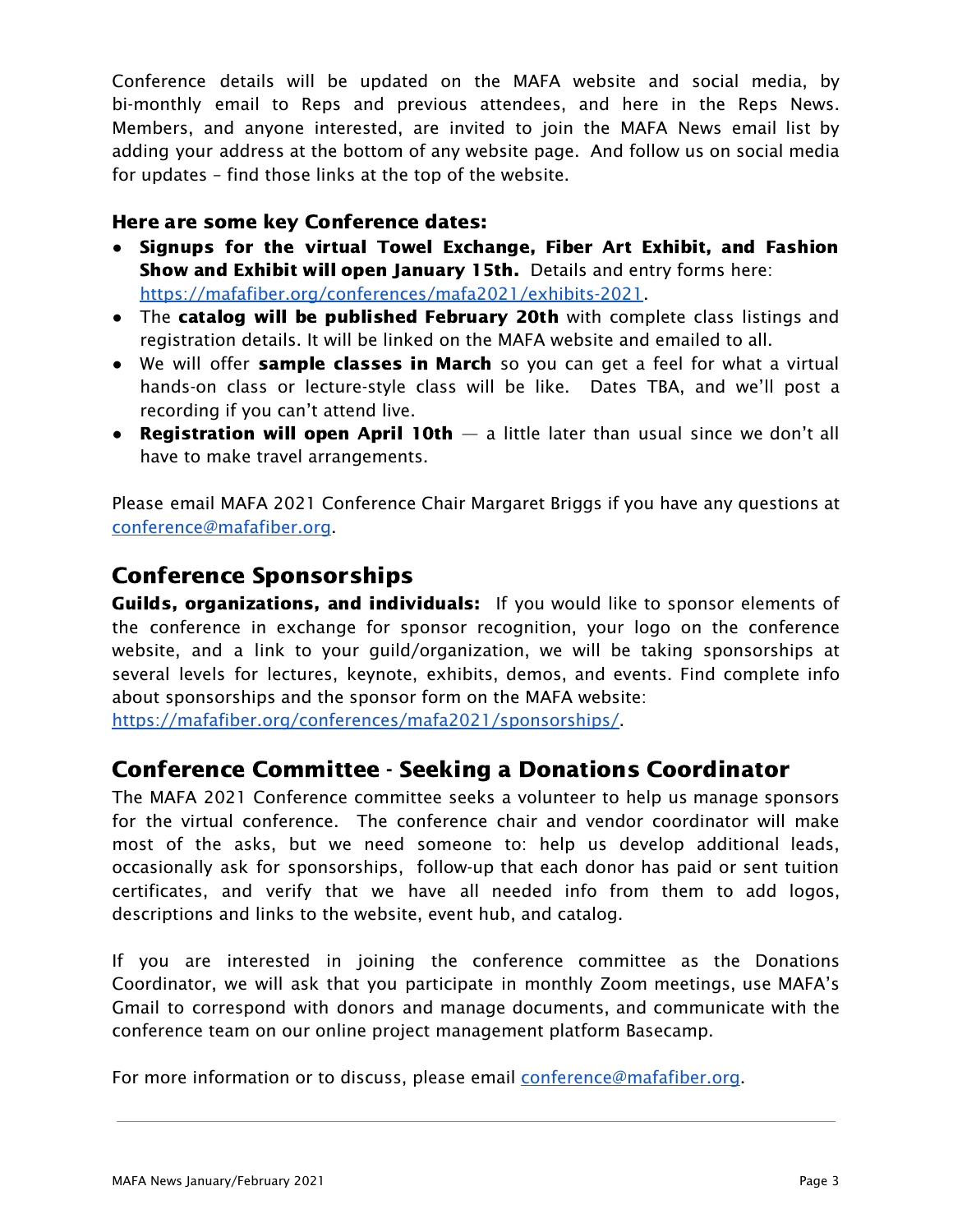Conference details will be updated on the MAFA website and social media, by bi-monthly email to Reps and previous attendees, and here in the Reps News. Members, and anyone interested, are invited to join the MAFA News email list by adding your address at the bottom of any website page. And follow us on social media for updates – find those links at the top of the website.

### Here are some key Conference dates:

- **Signups for the virtual Towel Exchange, Fiber Art Exhibit, and Fashion Show and Exhibit will open January 15th.** Details and entry forms here: https://mafafiber.org/conferences/mafa2021/exhibits-2021.
- The **catalog will be published February 20th** with complete class listings and registration details. It will be linked on the MAFA website and emailed to all.
- We will offer **sample classes in March** so you can get a feel for what a virtual hands-on class or lecture-style class will be like. Dates TBA, and we'll post a recording if you can't attend live.
- **Registration will open April 10th** — a little later than usual since we don't all have to make travel arrangements.

Please email MAFA 2021 Conference Chair Margaret Briggs if you have any questions at conference@mafafiber.org.

## Conference Sponsorships

**Guilds, organizations, and individuals:** If you would like to sponsor elements of the conference in exchange for sponsor recognition, your logo on the conference website, and a link to your guild/organization, we will be taking sponsorships at several levels for lectures, keynote, exhibits, demos, and events. Find complete info about sponsorships and the sponsor form on the MAFA website: https://mafafiber.org/conferences/mafa2021/sponsorships/.

## Conference Committee - Seeking a Donations Coordinator

The MAFA 2021 Conference committee seeks a volunteer to help us manage sponsors for the virtual conference. The conference chair and vendor coordinator will make most of the asks, but we need someone to: help us develop additional leads, occasionally ask for sponsorships, follow-up that each donor has paid or sent tuition certificates, and verify that we have all needed info from them to add logos, descriptions and links to the website, event hub, and catalog.

If you are interested in joining the conference committee as the Donations Coordinator, we will ask that you participate in monthly Zoom meetings, use MAFA's Gmail to correspond with donors and manage documents, and communicate with the conference team on our online project management platform Basecamp.

For more information or to discuss, please email conference@mafafiber.org.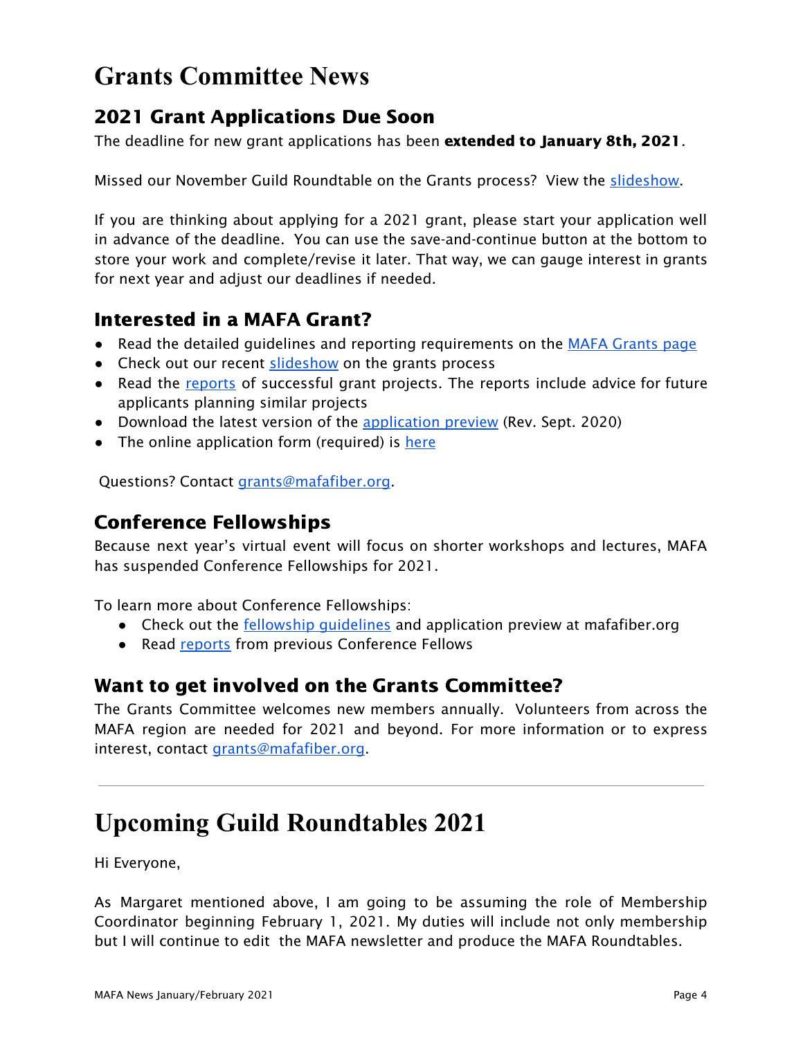# Grants Committee News

## 2021 Grant Applications Due Soon

The deadline for new grant applications has been **extended to January 8th, 2021**.

Missed our November Guild Roundtable on the Grants process? View the slideshow.

If you are thinking about applying for a 2021 grant, please start your application well in advance of the deadline. You can use the save-and-continue button at the bottom to store your work and complete/revise it later. That way, we can gauge interest in grants for next year and adjust our deadlines if needed.

## Interested in a MAFA Grant?

- Read the detailed guidelines and reporting requirements on the MAFA Grants page
- Check out our recent slideshow on the grants process
- Read the reports of successful grant projects. The reports include advice for future applicants planning similar projects
- Download the latest version of the application preview (Rev. Sept. 2020)
- The online application form (required) is here

Questions? Contact grants@mafafiber.org.

## Conference Fellowships

Because next year's virtual event will focus on shorter workshops and lectures, MAFA has suspended Conference Fellowships for 2021.

To learn more about Conference Fellowships:

- Check out the fellowship guidelines and application preview at mafafiber.org
- Read reports from previous Conference Fellows

## Want to get involved on the Grants Committee?

The Grants Committee welcomes new members annually. Volunteers from across the MAFA region are needed for 2021 and beyond. For more information or to express interest, contact grants@mafafiber.org.

---

# Upcoming Guild Roundtables 2021

Hi Everyone,

As Margaret mentioned above, I am going to be assuming the role of Membership Coordinator beginning February 1, 2021. My duties will include not only membership but I will continue to edit the MAFA newsletter and produce the MAFA Roundtables.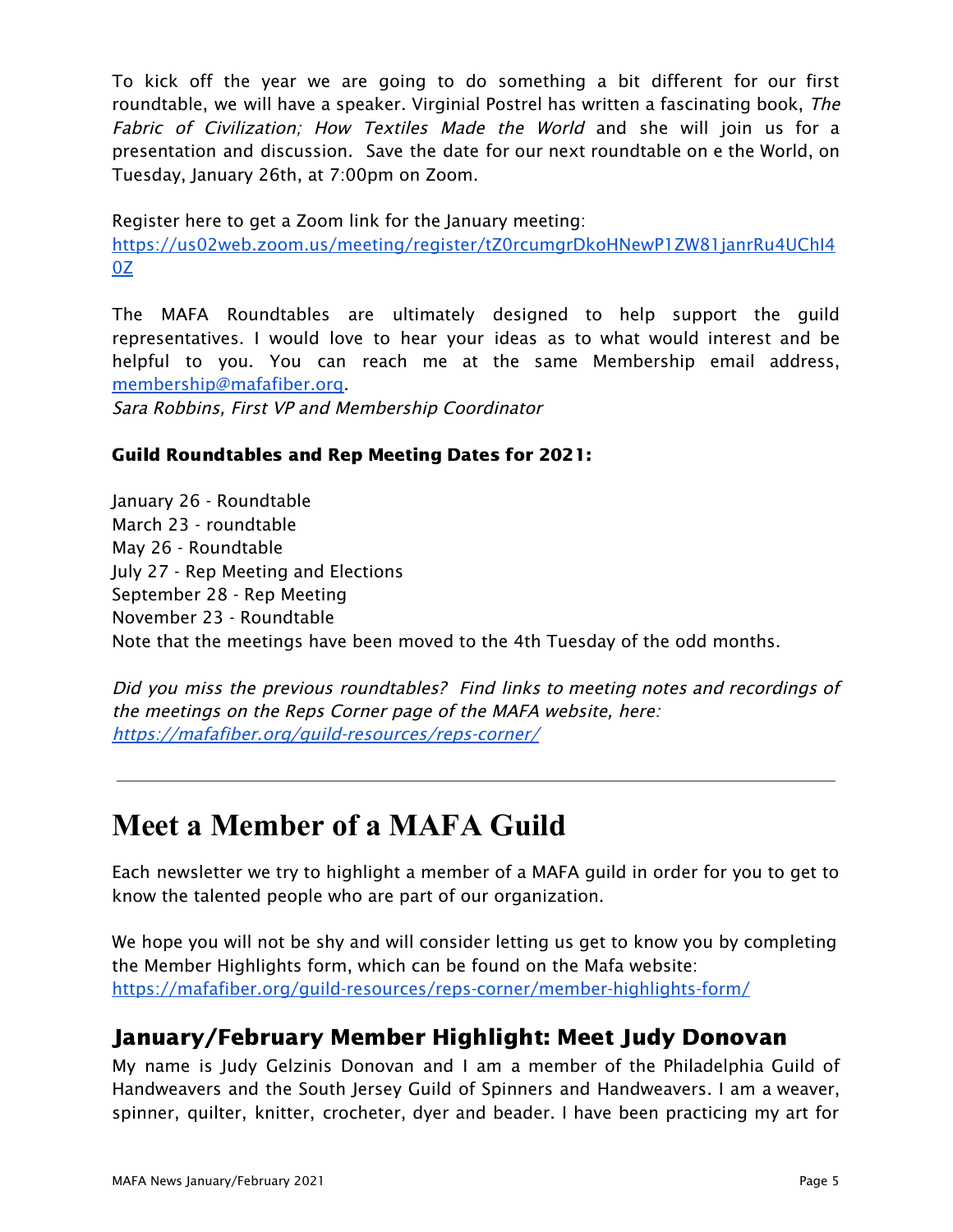To kick off the year we are going to do something a bit different for our first roundtable, we will have a speaker. Virginial Postrel has written a fascinating book, *The Fabric of Civilization; How Textiles Made the World* and she will join us for a presentation and discussion. Save the date for our next roundtable on e the World, on Tuesday, January 26th, at 7:00pm on Zoom.

Register here to get a Zoom link for the January meeting:
https://us02web.zoom.us/meeting/register/tZ0rcumgrDkoHNewP1ZW81janrRu4UChI40Z

The MAFA Roundtables are ultimately designed to help support the guild representatives. I would love to hear your ideas as to what would interest and be helpful to you. You can reach me at the same Membership email address, membership@mafafiber.org.
*Sara Robbins, First VP and Membership Coordinator*

**Guild Roundtables and Rep Meeting Dates for 2021:**

January 26 - Roundtable
March 23 - roundtable
May 26 - Roundtable
July 27 - Rep Meeting and Elections
September 28 - Rep Meeting
November 23 - Roundtable
Note that the meetings have been moved to the 4th Tuesday of the odd months.

*Did you miss the previous roundtables? Find links to meeting notes and recordings of the meetings on the Reps Corner page of the MAFA website, here: https://mafafiber.org/guild-resources/reps-corner/*

---

# Meet a Member of a MAFA Guild

Each newsletter we try to highlight a member of a MAFA guild in order for you to get to know the talented people who are part of our organization.

We hope you will not be shy and will consider letting us get to know you by completing the Member Highlights form, which can be found on the Mafa website:
https://mafafiber.org/guild-resources/reps-corner/member-highlights-form/

## January/February Member Highlight: Meet Judy Donovan

My name is Judy Gelzinis Donovan and I am a member of the Philadelphia Guild of Handweavers and the South Jersey Guild of Spinners and Handweavers. I am a weaver, spinner, quilter, knitter, crocheter, dyer and beader. I have been practicing my art for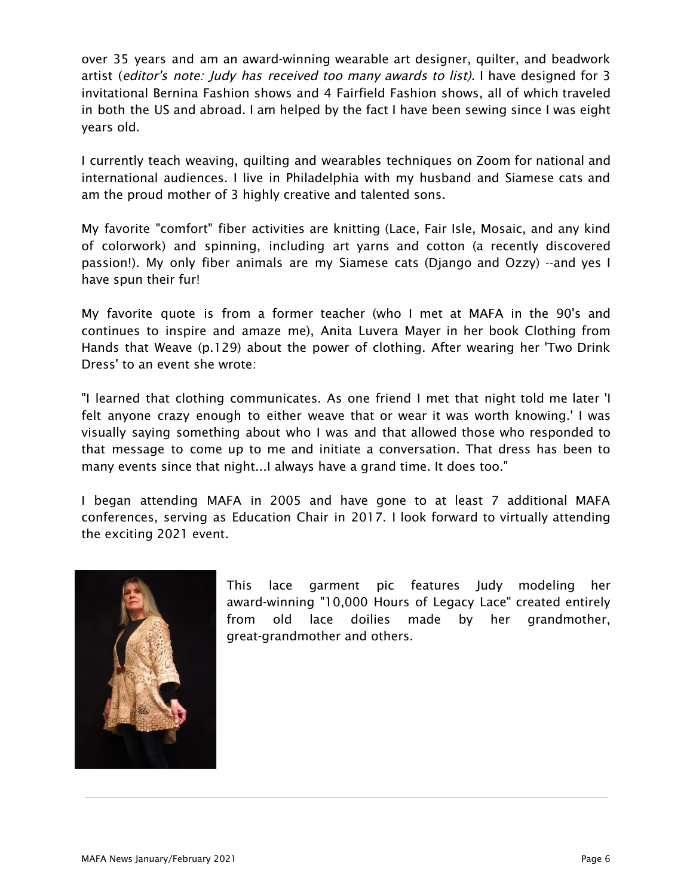over 35 years and am an award-winning wearable art designer, quilter, and beadwork artist (*editor's note: Judy has received too many awards to list).* I have designed for 3 invitational Bernina Fashion shows and 4 Fairfield Fashion shows, all of which traveled in both the US and abroad. I am helped by the fact I have been sewing since I was eight years old.

I currently teach weaving, quilting and wearables techniques on Zoom for national and international audiences. I live in Philadelphia with my husband and Siamese cats and am the proud mother of 3 highly creative and talented sons.

My favorite "comfort" fiber activities are knitting (Lace, Fair Isle, Mosaic, and any kind of colorwork) and spinning, including art yarns and cotton (a recently discovered passion!). My only fiber animals are my Siamese cats (Django and Ozzy) --and yes I have spun their fur!

My favorite quote is from a former teacher (who I met at MAFA in the 90's and continues to inspire and amaze me), Anita Luvera Mayer in her book Clothing from Hands that Weave (p.129) about the power of clothing. After wearing her 'Two Drink Dress' to an event she wrote:

"I learned that clothing communicates. As one friend I met that night told me later 'I felt anyone crazy enough to either weave that or wear it was worth knowing.' I was visually saying something about who I was and that allowed those who responded to that message to come up to me and initiate a conversation. That dress has been to many events since that night...I always have a grand time. It does too."

I began attending MAFA in 2005 and have gone to at least 7 additional MAFA conferences, serving as Education Chair in 2017. I look forward to virtually attending the exciting 2021 event.

This lace garment pic features Judy modeling her award-winning "10,000 Hours of Legacy Lace" created entirely from old lace doilies made by her grandmother, great-grandmother and others.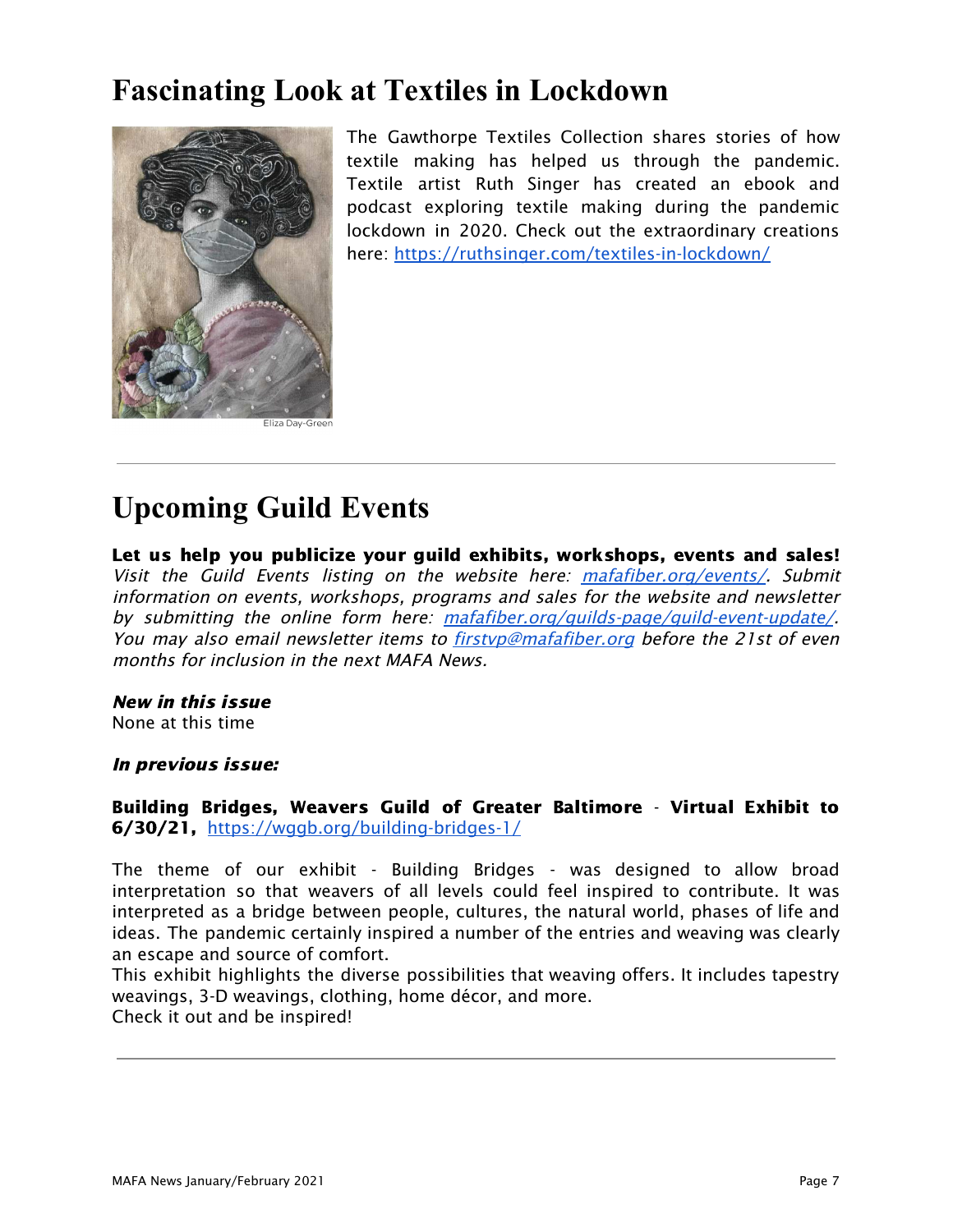# Fascinating Look at Textiles in Lockdown

Eliza Day-Green

The Gawthorpe Textiles Collection shares stories of how textile making has helped us through the pandemic. Textile artist Ruth Singer has created an ebook and podcast exploring textile making during the pandemic lockdown in 2020. Check out the extraordinary creations here: https://ruthsinger.com/textiles-in-lockdown/

---

# Upcoming Guild Events

**Let us help you publicize your guild exhibits, workshops, events and sales!** *Visit the Guild Events listing on the website here: mafafiber.org/events/. Submit information on events, workshops, programs and sales for the website and newsletter by submitting the online form here: mafafiber.org/guilds-page/guild-event-update/. You may also email newsletter items to firstvp@mafafiber.org before the 21st of even months for inclusion in the next MAFA News.*

***New in this issue***
None at this time

***In previous issue:***

**Building Bridges, Weavers Guild of Greater Baltimore** - **Virtual Exhibit to 6/30/21,** https://wggb.org/building-bridges-1/

The theme of our exhibit - Building Bridges - was designed to allow broad interpretation so that weavers of all levels could feel inspired to contribute. It was interpreted as a bridge between people, cultures, the natural world, phases of life and ideas. The pandemic certainly inspired a number of the entries and weaving was clearly an escape and source of comfort.
This exhibit highlights the diverse possibilities that weaving offers. It includes tapestry weavings, 3-D weavings, clothing, home décor, and more.
Check it out and be inspired!

---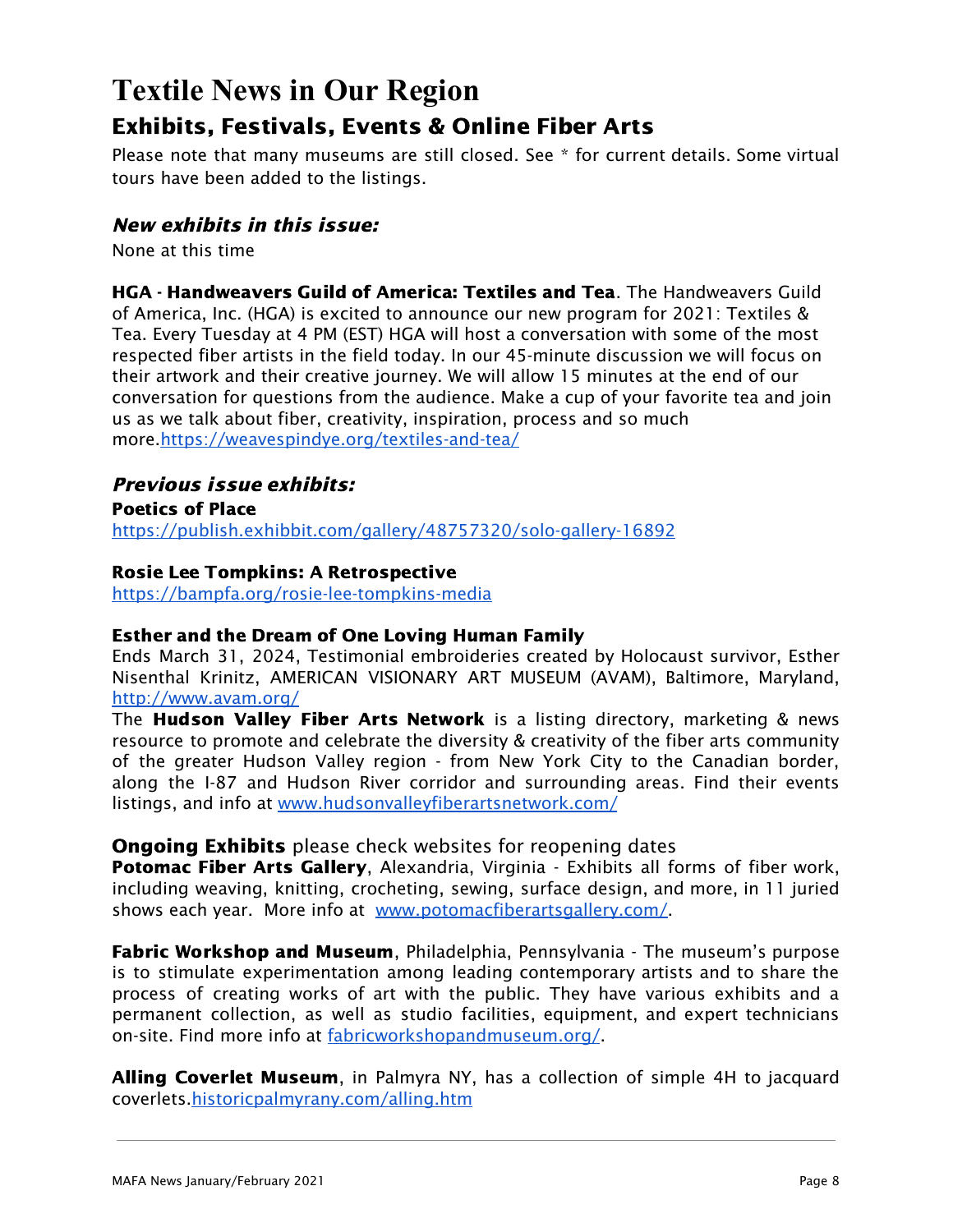# Textile News in Our Region

## Exhibits, Festivals, Events & Online Fiber Arts

Please note that many museums are still closed. See * for current details. Some virtual tours have been added to the listings.

### *New exhibits in this issue:*

None at this time

**HGA - Handweavers Guild of America: Textiles and Tea**. The Handweavers Guild of America, Inc. (HGA) is excited to announce our new program for 2021: Textiles & Tea. Every Tuesday at 4 PM (EST) HGA will host a conversation with some of the most respected fiber artists in the field today. In our 45-minute discussion we will focus on their artwork and their creative journey. We will allow 15 minutes at the end of our conversation for questions from the audience. Make a cup of your favorite tea and join us as we talk about fiber, creativity, inspiration, process and so much more.https://weavespindye.org/textiles-and-tea/

### *Previous issue exhibits:*

**Poetics of Place**
https://publish.exhibbit.com/gallery/48757320/solo-gallery-16892

**Rosie Lee Tompkins: A Retrospective**
https://bampfa.org/rosie-lee-tompkins-media

**Esther and the Dream of One Loving Human Family**
Ends March 31, 2024, Testimonial embroideries created by Holocaust survivor, Esther Nisenthal Krinitz, AMERICAN VISIONARY ART MUSEUM (AVAM), Baltimore, Maryland, http://www.avam.org/

The **Hudson Valley Fiber Arts Network** is a listing directory, marketing & news resource to promote and celebrate the diversity & creativity of the fiber arts community of the greater Hudson Valley region - from New York City to the Canadian border, along the I-87 and Hudson River corridor and surrounding areas. Find their events listings, and info at www.hudsonvalleyfiberartsnetwork.com/

**Ongoing Exhibits** please check websites for reopening dates

**Potomac Fiber Arts Gallery**, Alexandria, Virginia - Exhibits all forms of fiber work, including weaving, knitting, crocheting, sewing, surface design, and more, in 11 juried shows each year. More info at www.potomacfiberartsgallery.com/.

**Fabric Workshop and Museum**, Philadelphia, Pennsylvania - The museum's purpose is to stimulate experimentation among leading contemporary artists and to share the process of creating works of art with the public. They have various exhibits and a permanent collection, as well as studio facilities, equipment, and expert technicians on-site. Find more info at fabricworkshopandmuseum.org/.

**Alling Coverlet Museum**, in Palmyra NY, has a collection of simple 4H to jacquard coverlets.historicpalmyrany.com/alling.htm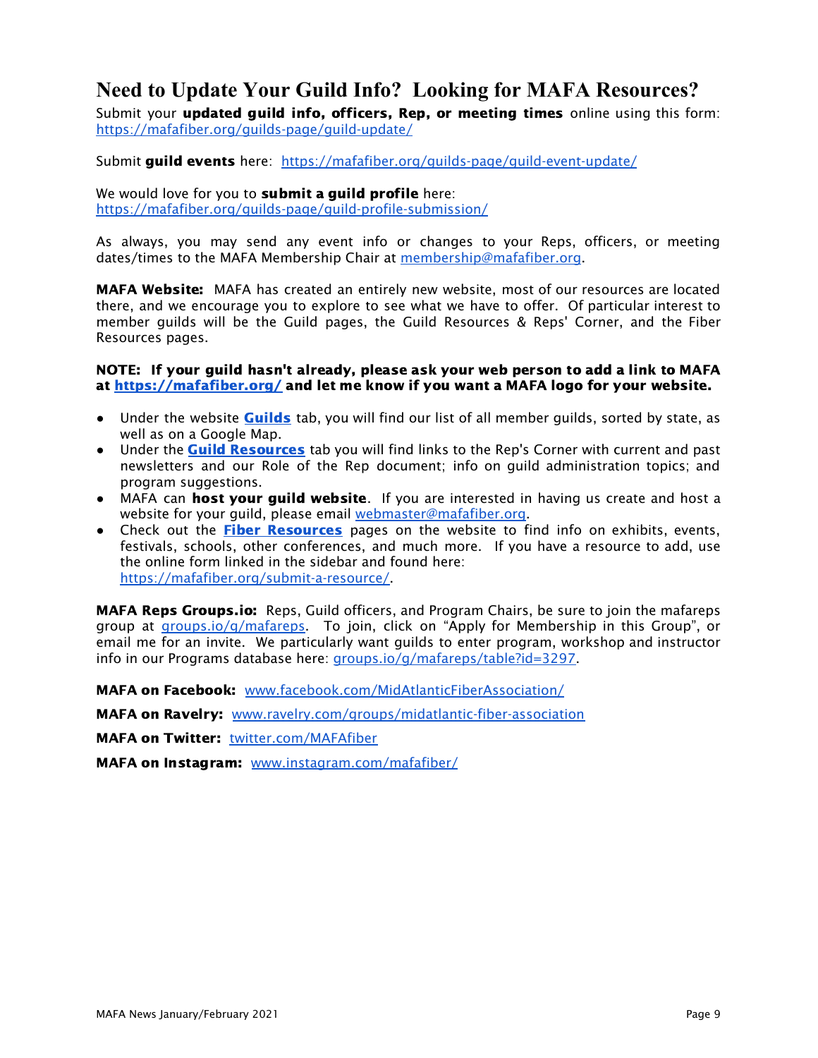# Need to Update Your Guild Info? Looking for MAFA Resources?

Submit your **updated guild info, officers, Rep, or meeting times** online using this form: https://mafafiber.org/guilds-page/guild-update/

Submit **guild events** here: https://mafafiber.org/guilds-page/guild-event-update/

We would love for you to **submit a guild profile** here: https://mafafiber.org/guilds-page/guild-profile-submission/

As always, you may send any event info or changes to your Reps, officers, or meeting dates/times to the MAFA Membership Chair at membership@mafafiber.org.

**MAFA Website:** MAFA has created an entirely new website, most of our resources are located there, and we encourage you to explore to see what we have to offer. Of particular interest to member guilds will be the Guild pages, the Guild Resources & Reps' Corner, and the Fiber Resources pages.

**NOTE: If your guild hasn't already, please ask your web person to add a link to MAFA at https://mafafiber.org/ and let me know if you want a MAFA logo for your website.**

- Under the website **Guilds** tab, you will find our list of all member guilds, sorted by state, as well as on a Google Map.
- Under the **Guild Resources** tab you will find links to the Rep's Corner with current and past newsletters and our Role of the Rep document; info on guild administration topics; and program suggestions.
- MAFA can **host your guild website**. If you are interested in having us create and host a website for your guild, please email webmaster@mafafiber.org.
- Check out the **Fiber Resources** pages on the website to find info on exhibits, events, festivals, schools, other conferences, and much more. If you have a resource to add, use the online form linked in the sidebar and found here: https://mafafiber.org/submit-a-resource/.

**MAFA Reps Groups.io:** Reps, Guild officers, and Program Chairs, be sure to join the mafareps group at groups.io/g/mafareps. To join, click on "Apply for Membership in this Group", or email me for an invite. We particularly want guilds to enter program, workshop and instructor info in our Programs database here: groups.io/g/mafareps/table?id=3297.

**MAFA on Facebook:** www.facebook.com/MidAtlanticFiberAssociation/

**MAFA on Ravelry:** www.ravelry.com/groups/midatlantic-fiber-association

**MAFA on Twitter:** twitter.com/MAFAfiber

**MAFA on Instagram:** www.instagram.com/mafafiber/